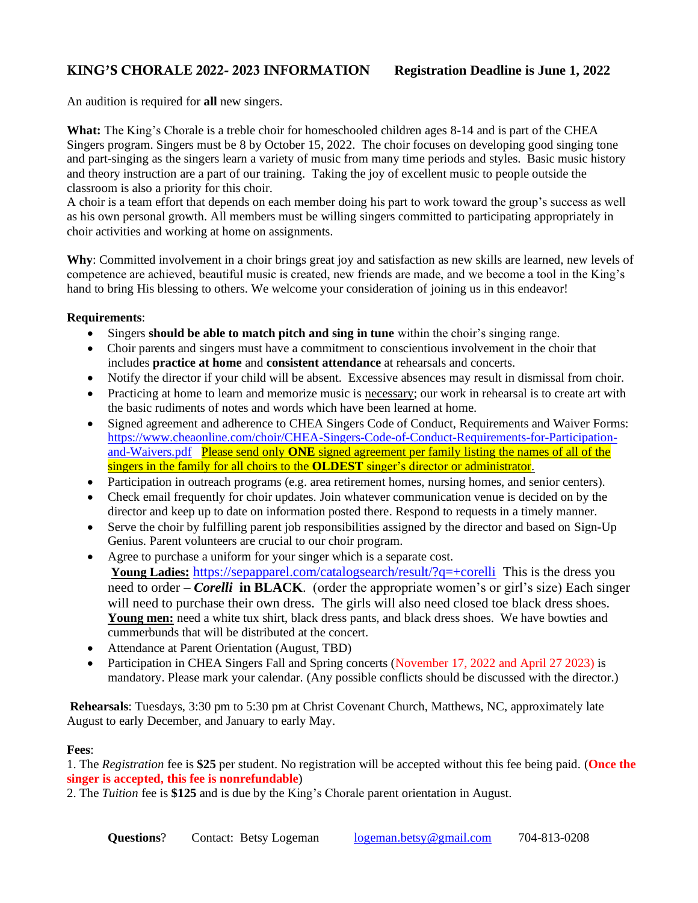# KING'S CHORALE 2022- 2023 INFORMATION    Registration Deadline is June 1, 2022

An audition is required for **all** new singers.

**What:** The King's Chorale is a treble choir for homeschooled children ages 8-14 and is part of the CHEA Singers program. Singers must be 8 by October 15, 2022. The choir focuses on developing good singing tone and part-singing as the singers learn a variety of music from many time periods and styles. Basic music history and theory instruction are a part of our training. Taking the joy of excellent music to people outside the classroom is also a priority for this choir.

A choir is a team effort that depends on each member doing his part to work toward the group's success as well as his own personal growth. All members must be willing singers committed to participating appropriately in choir activities and working at home on assignments.

**Why**: Committed involvement in a choir brings great joy and satisfaction as new skills are learned, new levels of competence are achieved, beautiful music is created, new friends are made, and we become a tool in the King's hand to bring His blessing to others. We welcome your consideration of joining us in this endeavor!

**Requirements**:

- Singers **should be able to match pitch and sing in tune** within the choir's singing range.
- Choir parents and singers must have a commitment to conscientious involvement in the choir that includes **practice at home** and **consistent attendance** at rehearsals and concerts.
- Notify the director if your child will be absent. Excessive absences may result in dismissal from choir.
- Practicing at home to learn and memorize music is necessary; our work in rehearsal is to create art with the basic rudiments of notes and words which have been learned at home.
- Signed agreement and adherence to CHEA Singers Code of Conduct, Requirements and Waiver Forms: https://www.cheaonline.com/choir/CHEA-Singers-Code-of-Conduct-Requirements-for-Participation-and-Waivers.pdf Please send only **ONE** signed agreement per family listing the names of all of the singers in the family for all choirs to the **OLDEST** singer's director or administrator.
- Participation in outreach programs (e.g. area retirement homes, nursing homes, and senior centers).
- Check email frequently for choir updates. Join whatever communication venue is decided on by the director and keep up to date on information posted there. Respond to requests in a timely manner.
- Serve the choir by fulfilling parent job responsibilities assigned by the director and based on Sign-Up Genius. Parent volunteers are crucial to our choir program.
- Agree to purchase a uniform for your singer which is a separate cost.
  **Young Ladies:** https://sepapparel.com/catalogsearch/result/?q=+corelli This is the dress you need to order – ***Corelli*** **in BLACK**. (order the appropriate women's or girl's size) Each singer will need to purchase their own dress. The girls will also need closed toe black dress shoes.
  **Young men:** need a white tux shirt, black dress pants, and black dress shoes. We have bowties and cummerbunds that will be distributed at the concert.
- Attendance at Parent Orientation (August, TBD)
- Participation in CHEA Singers Fall and Spring concerts (November 17, 2022 and April 27 2023) is mandatory. Please mark your calendar. (Any possible conflicts should be discussed with the director.)

**Rehearsals**: Tuesdays, 3:30 pm to 5:30 pm at Christ Covenant Church, Matthews, NC, approximately late August to early December, and January to early May.

**Fees**:

1. The *Registration* fee is **$25** per student. No registration will be accepted without this fee being paid. (**Once the singer is accepted, this fee is nonrefundable**)
2. The *Tuition* fee is **$125** and is due by the King's Chorale parent orientation in August.

**Questions**? Contact: Betsy Logeman logeman.betsy@gmail.com 704-813-0208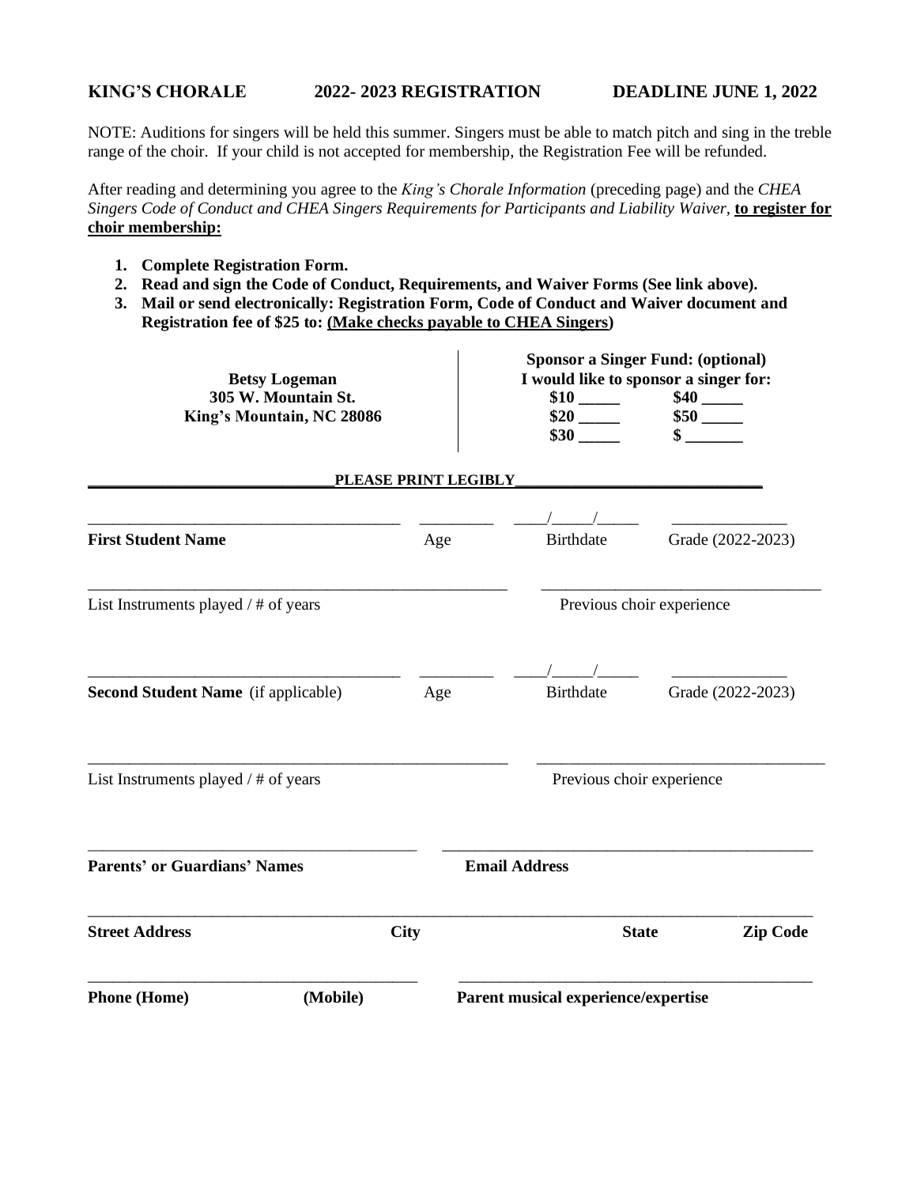**KING'S CHORALE 2022- 2023 REGISTRATION DEADLINE JUNE 1, 2022**

NOTE: Auditions for singers will be held this summer. Singers must be able to match pitch and sing in the treble range of the choir. If your child is not accepted for membership, the Registration Fee will be refunded.

After reading and determining you agree to the *King's Chorale Information* (preceding page) and the *CHEA Singers Code of Conduct and CHEA Singers Requirements for Participants and Liability Waiver,* **to register for choir membership:**

1. **Complete Registration Form.**
2. **Read and sign the Code of Conduct, Requirements, and Waiver Forms (See link above).**
3. **Mail or send electronically: Registration Form, Code of Conduct and Waiver document and Registration fee of $25 to: (Make checks payable to CHEA Singers)**

**Betsy Logeman**
**305 W. Mountain St.**
**King's Mountain, NC 28086**

**Sponsor a Singer Fund: (optional)**
**I would like to sponsor a singer for:**
**$10 _____ $40 _____**
**$20 _____ $50 _____**
**$30 _____ $ _______**

**PLEASE PRINT LEGIBLY**

______________________________ _________ ____/_____/_____ ______________
**First Student Name** Age Birthdate Grade (2022-2023)

______________________________ ______________________________
List Instruments played / # of years Previous choir experience

______________________________ _________ ____/_____/_____ ______________
**Second Student Name** (if applicable) Age Birthdate Grade (2022-2023)

______________________________ ______________________________
List Instruments played / # of years Previous choir experience

______________________________ ______________________________
**Parents' or Guardians' Names** **Email Address**

____________________________________________________________
**Street Address** **City** **State** **Zip Code**

______________________________ ______________________________
**Phone (Home) (Mobile)** **Parent musical experience/expertise**